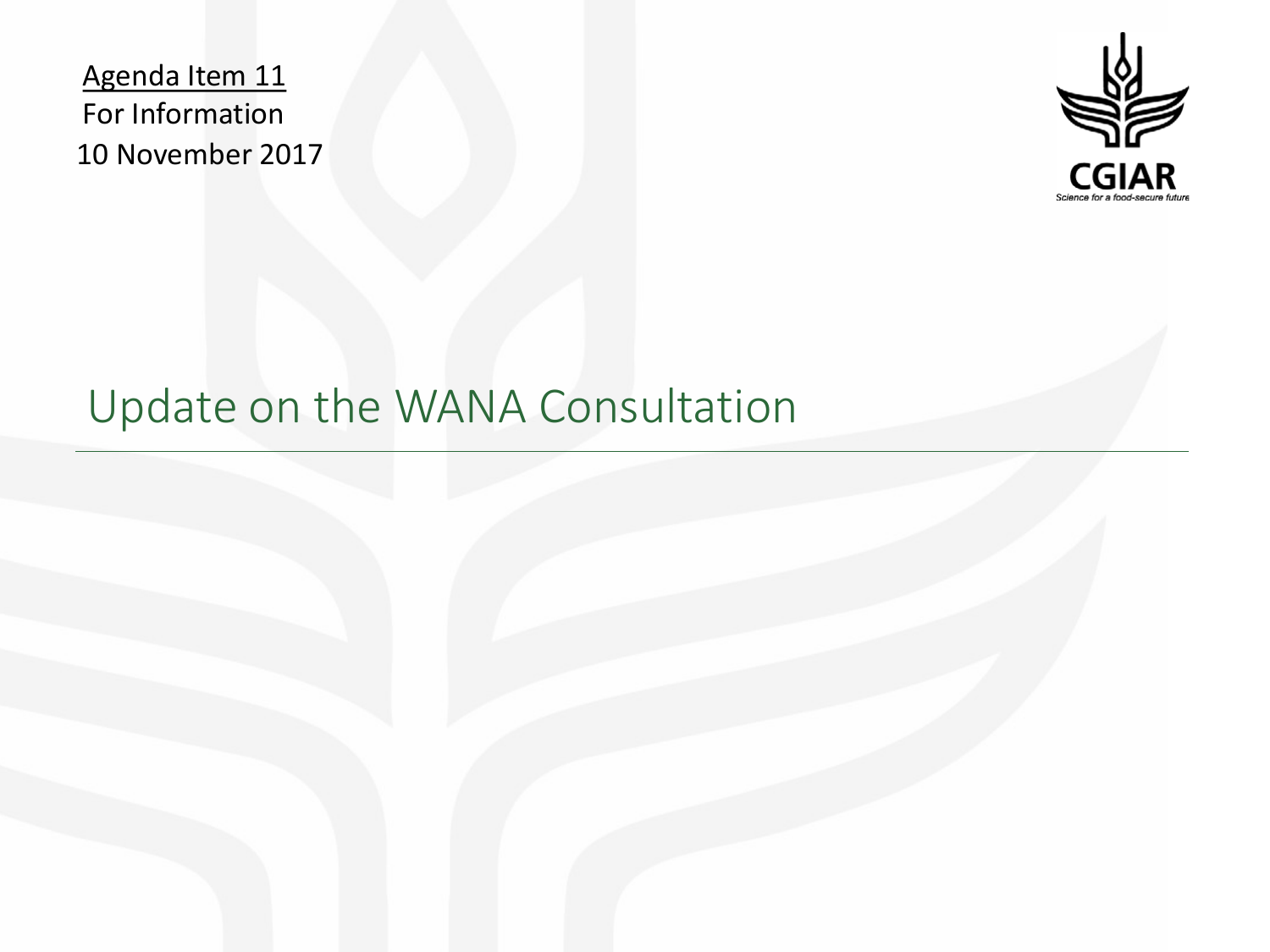Agenda Item 11
For Information
10 November 2017

CGIAR
Science for a food-secure future

# Update on the WANA Consultation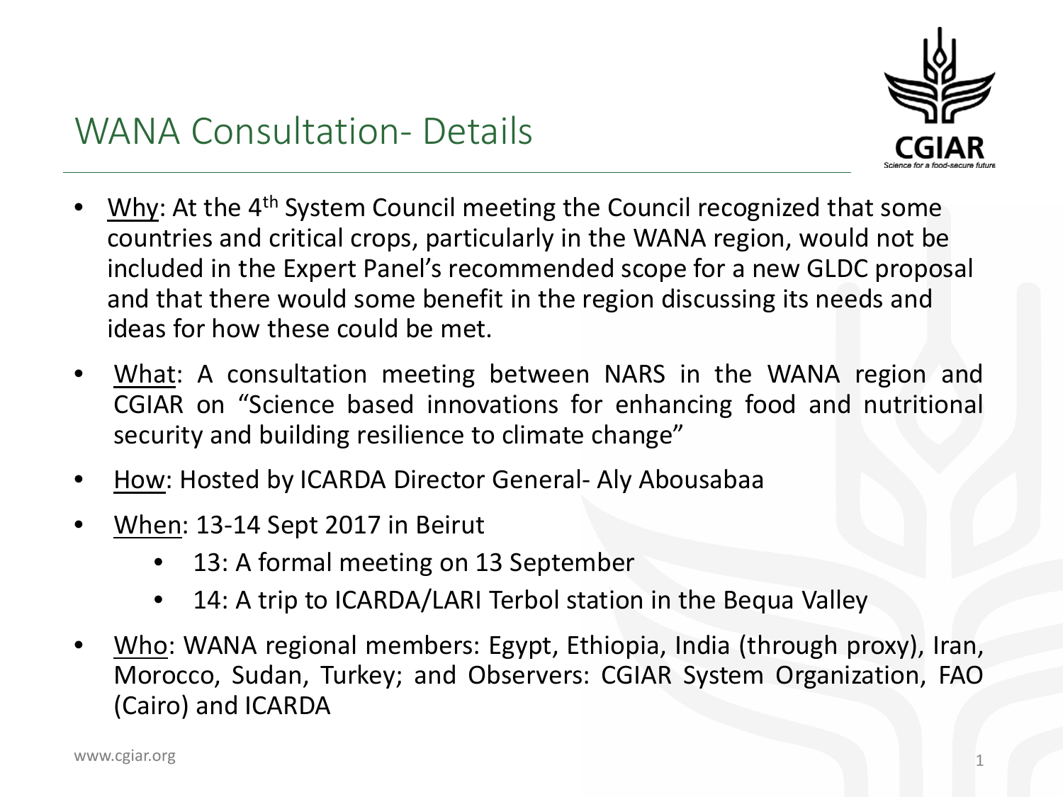# WANA Consultation- Details

- Why: At the 4th System Council meeting the Council recognized that some countries and critical crops, particularly in the WANA region, would not be included in the Expert Panel's recommended scope for a new GLDC proposal and that there would some benefit in the region discussing its needs and ideas for how these could be met.
- What: A consultation meeting between NARS in the WANA region and CGIAR on "Science based innovations for enhancing food and nutritional security and building resilience to climate change"
- How: Hosted by ICARDA Director General- Aly Abousabaa
- When: 13-14 Sept 2017 in Beirut
  - 13: A formal meeting on 13 September
  - 14: A trip to ICARDA/LARI Terbol station in the Bequa Valley
- Who: WANA regional members: Egypt, Ethiopia, India (through proxy), Iran, Morocco, Sudan, Turkey; and Observers: CGIAR System Organization, FAO (Cairo) and ICARDA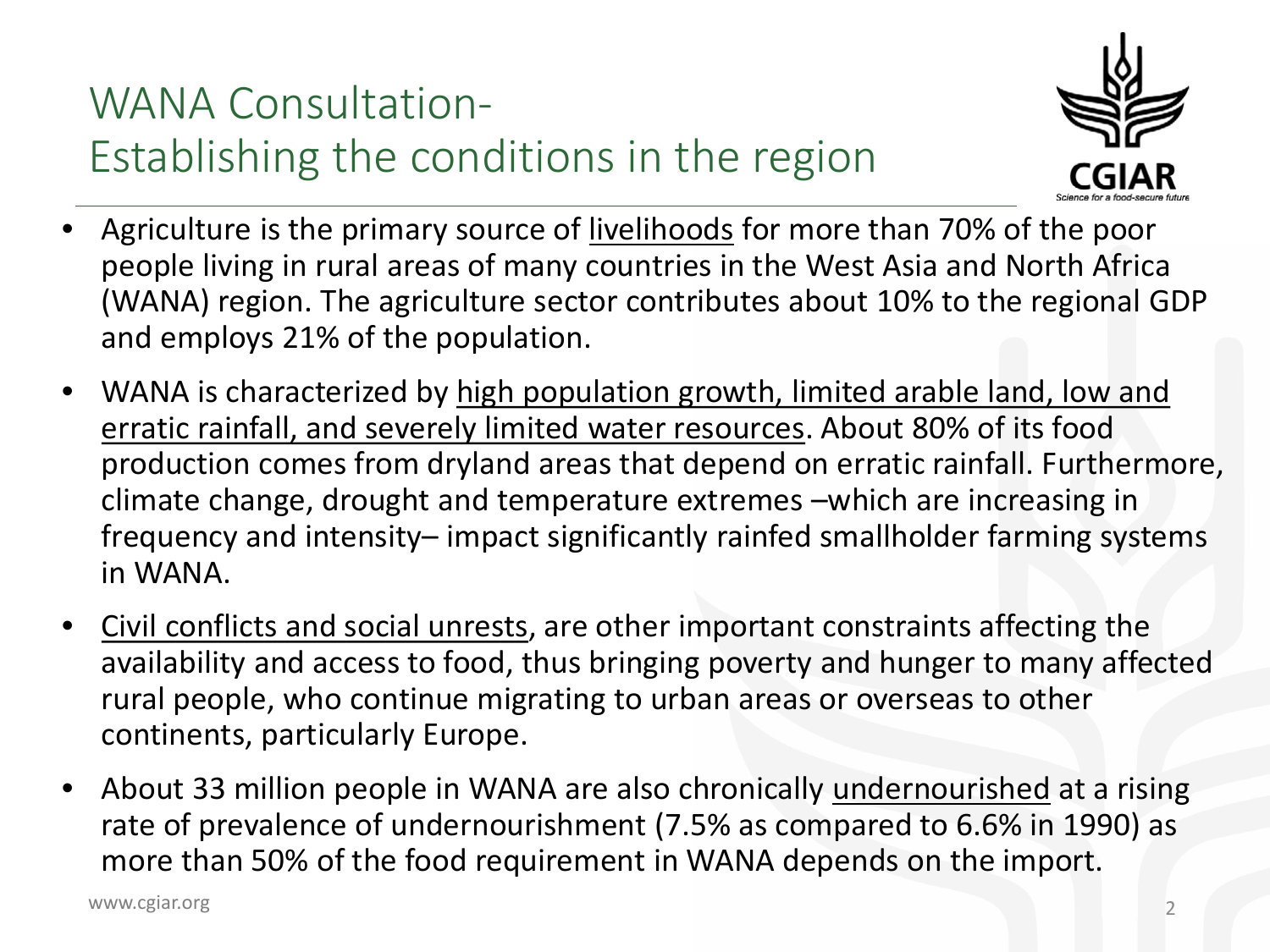# WANA Consultation- Establishing the conditions in the region

- Agriculture is the primary source of livelihoods for more than 70% of the poor people living in rural areas of many countries in the West Asia and North Africa (WANA) region. The agriculture sector contributes about 10% to the regional GDP and employs 21% of the population.
- WANA is characterized by high population growth, limited arable land, low and erratic rainfall, and severely limited water resources. About 80% of its food production comes from dryland areas that depend on erratic rainfall. Furthermore, climate change, drought and temperature extremes –which are increasing in frequency and intensity– impact significantly rainfed smallholder farming systems in WANA.
- Civil conflicts and social unrests, are other important constraints affecting the availability and access to food, thus bringing poverty and hunger to many affected rural people, who continue migrating to urban areas or overseas to other continents, particularly Europe.
- About 33 million people in WANA are also chronically undernourished at a rising rate of prevalence of undernourishment (7.5% as compared to 6.6% in 1990) as more than 50% of the food requirement in WANA depends on the import.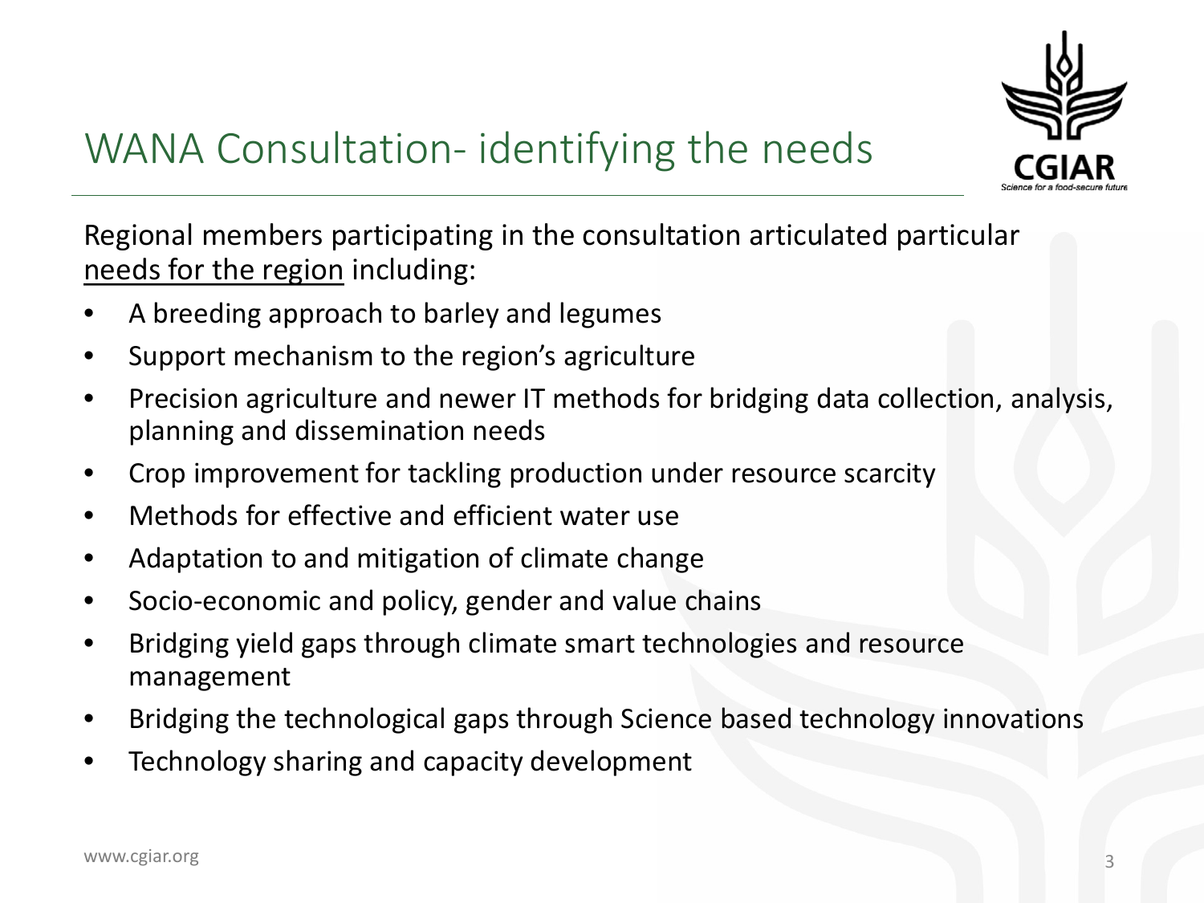# WANA Consultation- identifying the needs

Regional members participating in the consultation articulated particular <u>needs for the region</u> including:

- A breeding approach to barley and legumes
- Support mechanism to the region's agriculture
- Precision agriculture and newer IT methods for bridging data collection, analysis, planning and dissemination needs
- Crop improvement for tackling production under resource scarcity
- Methods for effective and efficient water use
- Adaptation to and mitigation of climate change
- Socio-economic and policy, gender and value chains
- Bridging yield gaps through climate smart technologies and resource management
- Bridging the technological gaps through Science based technology innovations
- Technology sharing and capacity development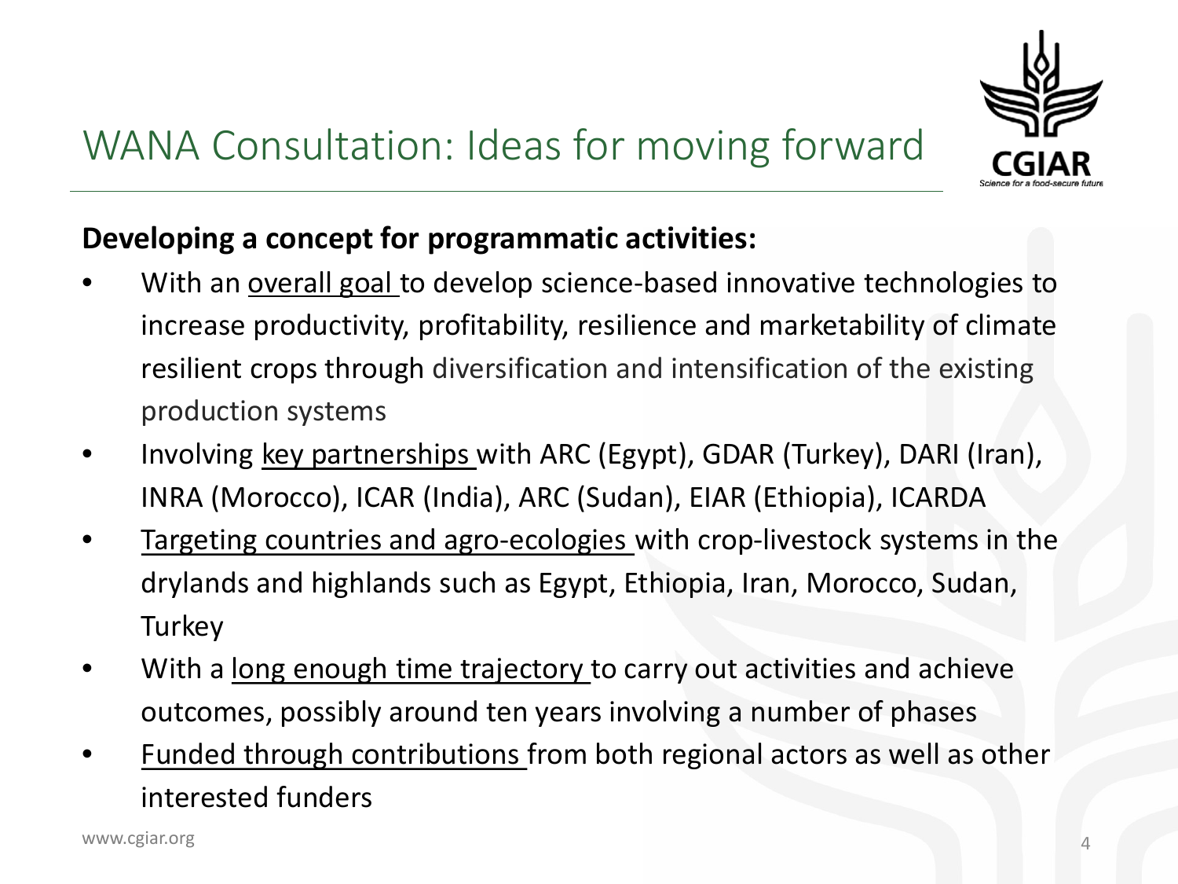# WANA Consultation: Ideas for moving forward

**Developing a concept for programmatic activities:**

- With an overall goal to develop science-based innovative technologies to increase productivity, profitability, resilience and marketability of climate resilient crops through diversification and intensification of the existing production systems
- Involving key partnerships with ARC (Egypt), GDAR (Turkey), DARI (Iran), INRA (Morocco), ICAR (India), ARC (Sudan), EIAR (Ethiopia), ICARDA
- Targeting countries and agro-ecologies with crop-livestock systems in the drylands and highlands such as Egypt, Ethiopia, Iran, Morocco, Sudan, Turkey
- With a long enough time trajectory to carry out activities and achieve outcomes, possibly around ten years involving a number of phases
- Funded through contributions from both regional actors as well as other interested funders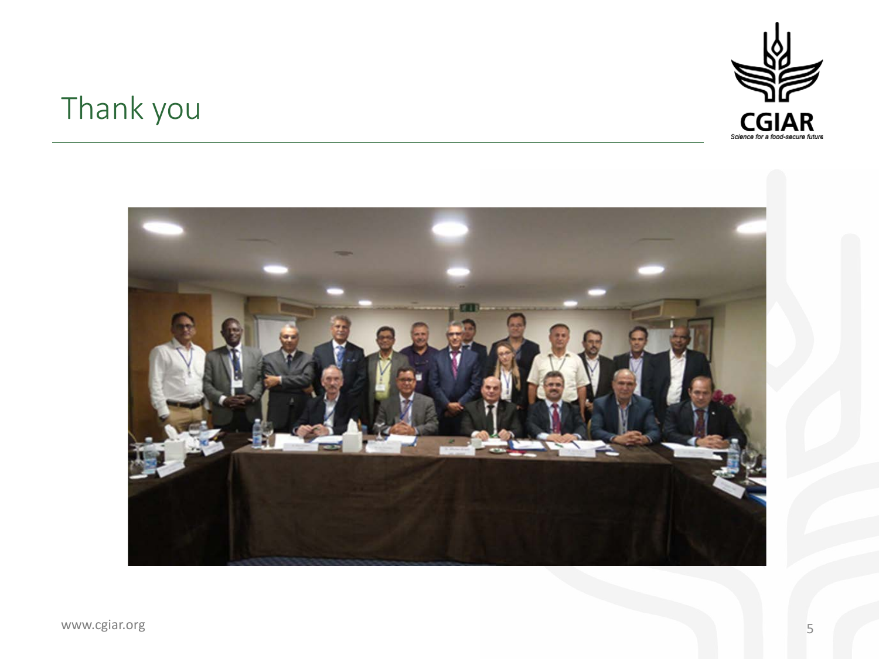# Thank you